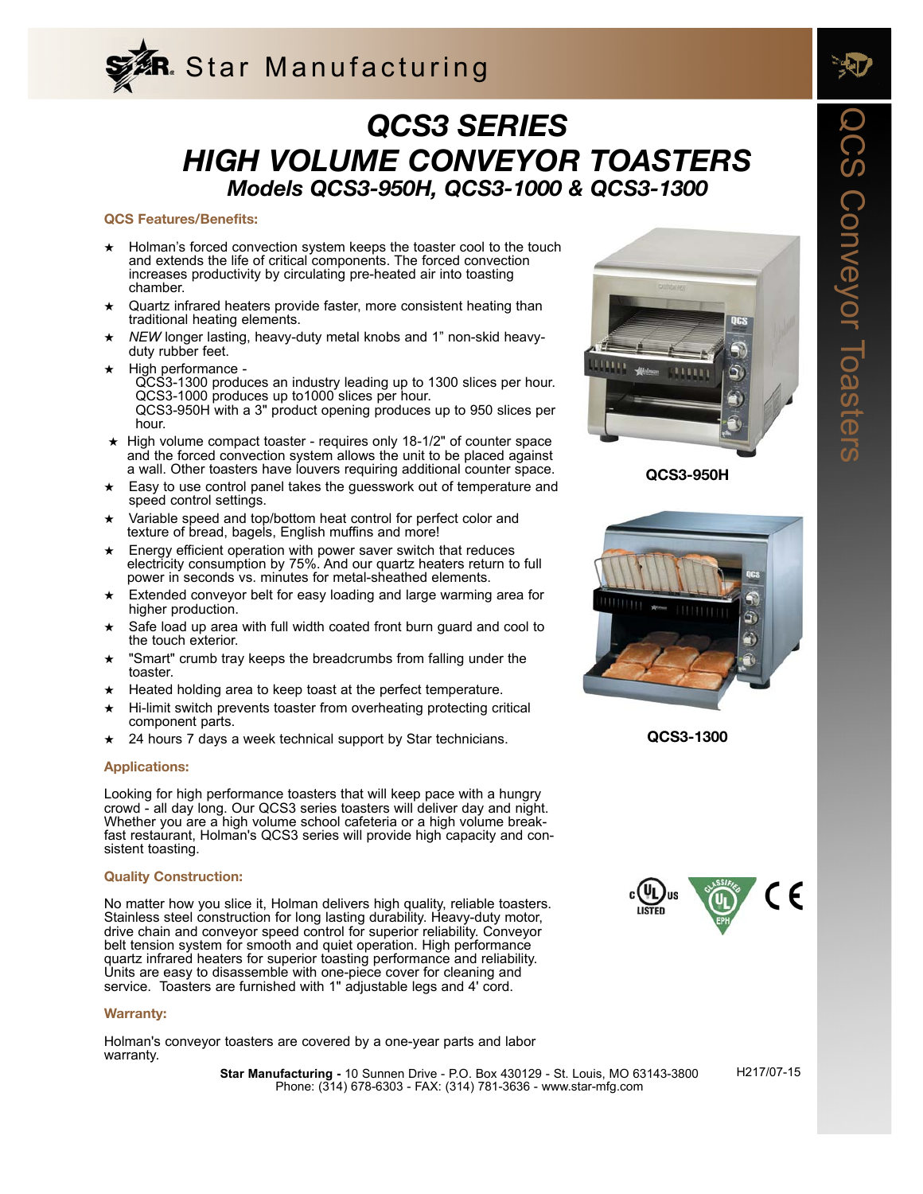Star Manufacturing

# QCS3 SERIES
# HIGH VOLUME CONVEYOR TOASTERS
## Models QCS3-950H, QCS3-1000 & QCS3-1300

### QCS Features/Benefits:

- ★ Holman's forced convection system keeps the toaster cool to the touch and extends the life of critical components. The forced convection increases productivity by circulating pre-heated air into toasting chamber.
- ★ Quartz infrared heaters provide faster, more consistent heating than traditional heating elements.
- ★ *NEW* longer lasting, heavy-duty metal knobs and 1" non-skid heavy-duty rubber feet.
- ★ High performance -
  QCS3-1300 produces an industry leading up to 1300 slices per hour.
  QCS3-1000 produces up to1000 slices per hour.
  QCS3-950H with a 3" product opening produces up to 950 slices per hour.
- ★ High volume compact toaster - requires only 18-1/2" of counter space and the forced convection system allows the unit to be placed against a wall. Other toasters have louvers requiring additional counter space.
- ★ Easy to use control panel takes the guesswork out of temperature and speed control settings.
- ★ Variable speed and top/bottom heat control for perfect color and texture of bread, bagels, English muffins and more!
- ★ Energy efficient operation with power saver switch that reduces electricity consumption by 75%. And our quartz heaters return to full power in seconds vs. minutes for metal-sheathed elements.
- ★ Extended conveyor belt for easy loading and large warming area for higher production.
- ★ Safe load up area with full width coated front burn guard and cool to the touch exterior.
- ★ "Smart" crumb tray keeps the breadcrumbs from falling under the toaster.
- ★ Heated holding area to keep toast at the perfect temperature.
- ★ Hi-limit switch prevents toaster from overheating protecting critical component parts.
- ★ 24 hours 7 days a week technical support by Star technicians.

QCS3-950H

QCS3-1300

### Applications:

Looking for high performance toasters that will keep pace with a hungry crowd - all day long. Our QCS3 series toasters will deliver day and night. Whether you are a high volume school cafeteria or a high volume breakfast restaurant, Holman's QCS3 series will provide high capacity and consistent toasting.

### Quality Construction:

No matter how you slice it, Holman delivers high quality, reliable toasters. Stainless steel construction for long lasting durability. Heavy-duty motor, drive chain and conveyor speed control for superior reliability. Conveyor belt tension system for smooth and quiet operation. High performance quartz infrared heaters for superior toasting performance and reliability. Units are easy to disassemble with one-piece cover for cleaning and service. Toasters are furnished with 1" adjustable legs and 4' cord.

### Warranty:

Holman's conveyor toasters are covered by a one-year parts and labor warranty.

**Star Manufacturing -** 10 Sunnen Drive - P.O. Box 430129 - St. Louis, MO 63143-3800
Phone: (314) 678-6303 - FAX: (314) 781-3636 - www.star-mfg.com

H217/07-15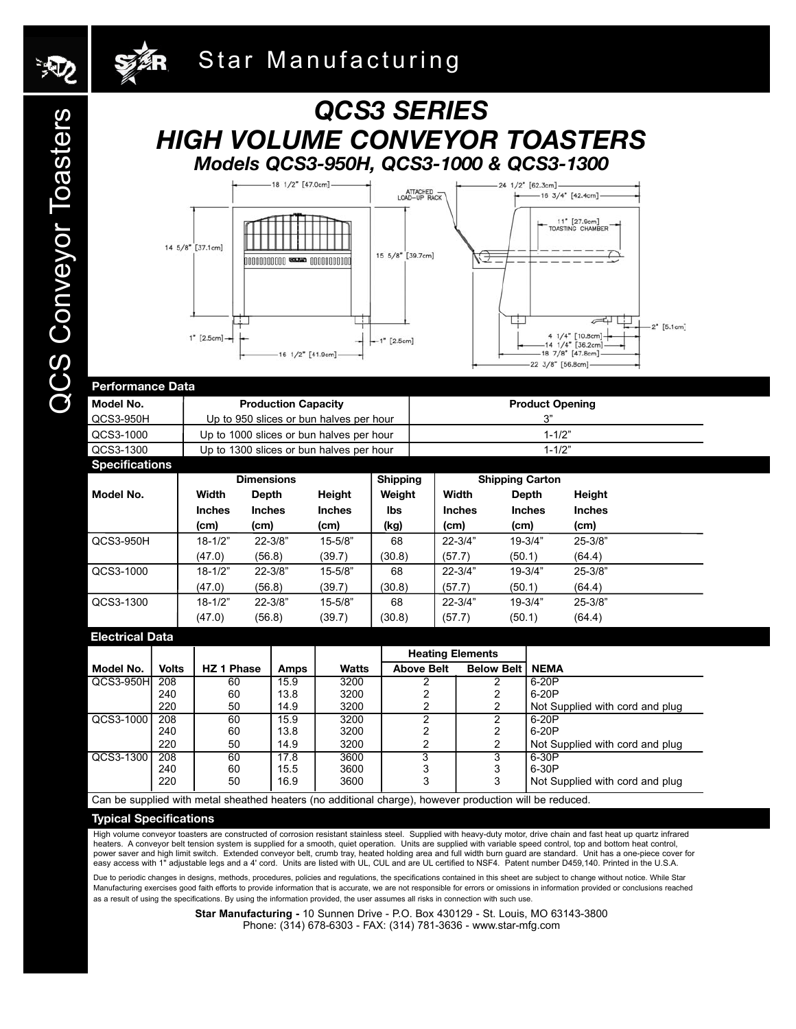Star Manufacturing

QCS Conveyor Toasters

# QCS3 SERIES
# HIGH VOLUME CONVEYOR TOASTERS
## Models QCS3-950H, QCS3-1000 & QCS3-1300

18 1/2" [47.0cm]
14 5/8" [37.1cm]
1" [2.5cm]
16 1/2" [41.9cm]
1" [2.5cm]
15 5/8" [39.7cm]
ATTACHED LOAD-UP RACK
24 1/2" [62.3cm]
16 3/4" [42.4cm]
11" [27.9cm] TOASTING CHAMBER
2" [5.1cm]
4 1/4" [10.8cm]
14 1/4" [36.2cm]
18 7/8" [47.8cm]
22 3/8" [56.8cm]

### Performance Data

| Model No. | Production Capacity | Product Opening |
|---|---|---|
| QCS3-950H | Up to 950 slices or bun halves per hour | 3" |
| QCS3-1000 | Up to 1000 slices or bun halves per hour | 1-1/2" |
| QCS3-1300 | Up to 1300 slices or bun halves per hour | 1-1/2" |

### Specifications

| | Dimensions | | | Shipping | Shipping Carton | | |
|---|---|---|---|---|---|---|---|
| Model No. | Width Inches (cm) | Depth Inches (cm) | Height Inches (cm) | Weight lbs (kg) | Width Inches (cm) | Depth Inches (cm) | Height Inches (cm) |
| QCS3-950H | 18-1/2" (47.0) | 22-3/8" (56.8) | 15-5/8" (39.7) | 68 (30.8) | 22-3/4" (57.7) | 19-3/4" (50.1) | 25-3/8" (64.4) |
| QCS3-1000 | 18-1/2" (47.0) | 22-3/8" (56.8) | 15-5/8" (39.7) | 68 (30.8) | 22-3/4" (57.7) | 19-3/4" (50.1) | 25-3/8" (64.4) |
| QCS3-1300 | 18-1/2" (47.0) | 22-3/8" (56.8) | 15-5/8" (39.7) | 68 (30.8) | 22-3/4" (57.7) | 19-3/4" (50.1) | 25-3/8" (64.4) |

### Electrical Data

| | | | | | Heating Elements | | |
|---|---|---|---|---|---|---|---|
| Model No. | Volts | HZ 1 Phase | Amps | Watts | Above Belt | Below Belt | NEMA |
| QCS3-950H | 208 | 60 | 15.9 | 3200 | 2 | 2 | 6-20P |
| | 240 | 60 | 13.8 | 3200 | 2 | 2 | 6-20P |
| | 220 | 50 | 14.9 | 3200 | 2 | 2 | Not Supplied with cord and plug |
| QCS3-1000 | 208 | 60 | 15.9 | 3200 | 2 | 2 | 6-20P |
| | 240 | 60 | 13.8 | 3200 | 2 | 2 | 6-20P |
| | 220 | 50 | 14.9 | 3200 | 2 | 2 | Not Supplied with cord and plug |
| QCS3-1300 | 208 | 60 | 17.8 | 3600 | 3 | 3 | 6-30P |
| | 240 | 60 | 15.5 | 3600 | 3 | 3 | 6-30P |
| | 220 | 50 | 16.9 | 3600 | 3 | 3 | Not Supplied with cord and plug |

Can be supplied with metal sheathed heaters (no additional charge), however production will be reduced.

### Typical Specifications

High volume conveyor toasters are constructed of corrosion resistant stainless steel. Supplied with heavy-duty motor, drive chain and fast heat up quartz infrared heaters. A conveyor belt tension system is supplied for a smooth, quiet operation. Units are supplied with variable speed control, top and bottom heat control, power saver and high limit switch. Extended conveyor belt, crumb tray, heated holding area and full width burn guard are standard. Unit has a one-piece cover for easy access with 1" adjustable legs and a 4' cord. Units are listed with UL, CUL and are UL certified to NSF4. Patent number D459,140. Printed in the U.S.A.

Due to periodic changes in designs, methods, procedures, policies and regulations, the specifications contained in this sheet are subject to change without notice. While Star Manufacturing exercises good faith efforts to provide information that is accurate, we are not responsible for errors or omissions in information provided or conclusions reached as a result of using the specifications. By using the information provided, the user assumes all risks in connection with such use.

**Star Manufacturing -** 10 Sunnen Drive - P.O. Box 430129 - St. Louis, MO 63143-3800
Phone: (314) 678-6303 - FAX: (314) 781-3636 - www.star-mfg.com